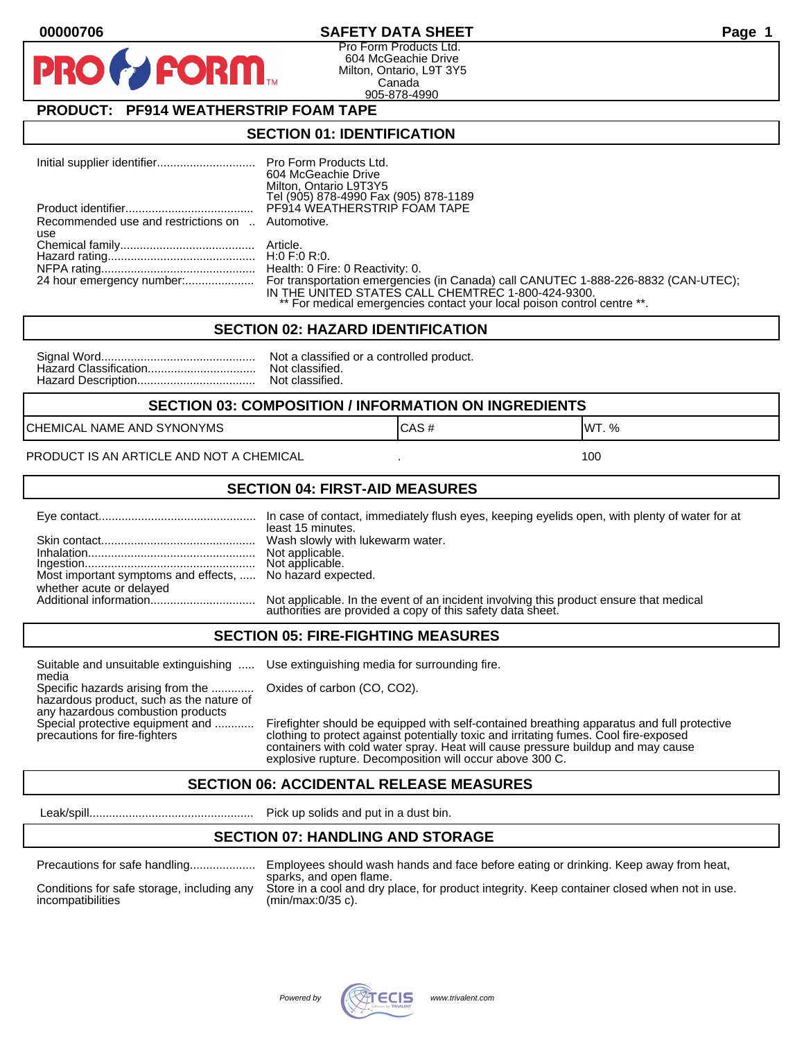00000706

# SAFETY DATA SHEET

Pro Form Products Ltd.
604 McGeachie Drive
Milton, Ontario, L9T 3Y5
Canada
905-878-4990

## PRODUCT: PF914 WEATHERSTRIP FOAM TAPE

## SECTION 01: IDENTIFICATION

| | |
|---|---|
| Initial supplier identifier | Pro Form Products Ltd.<br>604 McGeachie Drive<br>Milton, Ontario L9T3Y5<br>Tel (905) 878-4990 Fax (905) 878-1189 |
| Product identifier | PF914 WEATHERSTRIP FOAM TAPE |
| Recommended use and restrictions on use | Automotive. |
| Chemical family | Article. |
| Hazard rating | H:0 F:0 R:0. |
| NFPA rating | Health: 0 Fire: 0 Reactivity: 0. |
| 24 hour emergency number: | For transportation emergencies (in Canada) call CANUTEC 1-888-226-8832 (CAN-UTEC); IN THE UNITED STATES CALL CHEMTREC 1-800-424-9300.<br>** For medical emergencies contact your local poison control centre **. |

## SECTION 02: HAZARD IDENTIFICATION

| | |
|---|---|
| Signal Word | Not a classified or a controlled product. |
| Hazard Classification | Not classified. |
| Hazard Description | Not classified. |

## SECTION 03: COMPOSITION / INFORMATION ON INGREDIENTS

| CHEMICAL NAME AND SYNONYMS | CAS # | WT. % |
|---|---|---|
| PRODUCT IS AN ARTICLE AND NOT A CHEMICAL | . | 100 |

## SECTION 04: FIRST-AID MEASURES

| | |
|---|---|
| Eye contact | In case of contact, immediately flush eyes, keeping eyelids open, with plenty of water for at least 15 minutes. |
| Skin contact | Wash slowly with lukewarm water. |
| Inhalation | Not applicable. |
| Ingestion | Not applicable. |
| Most important symptoms and effects, whether acute or delayed | No hazard expected. |
| Additional information | Not applicable. In the event of an incident involving this product ensure that medical authorities are provided a copy of this safety data sheet. |

## SECTION 05: FIRE-FIGHTING MEASURES

| | |
|---|---|
| Suitable and unsuitable extinguishing media | Use extinguishing media for surrounding fire. |
| Specific hazards arising from the hazardous product, such as the nature of any hazardous combustion products | Oxides of carbon (CO, $CO_2$). |
| Special protective equipment and precautions for fire-fighters | Firefighter should be equipped with self-contained breathing apparatus and full protective clothing to protect against potentially toxic and irritating fumes. Cool fire-exposed containers with cold water spray. Heat will cause pressure buildup and may cause explosive rupture. Decomposition will occur above 300 C. |

## SECTION 06: ACCIDENTAL RELEASE MEASURES

| | |
|---|---|
| Leak/spill | Pick up solids and put in a dust bin. |

## SECTION 07: HANDLING AND STORAGE

| | |
|---|---|
| Precautions for safe handling | Employees should wash hands and face before eating or drinking. Keep away from heat, sparks, and open flame. |
| Conditions for safe storage, including any incompatibilities | Store in a cool and dry place, for product integrity. Keep container closed when not in use. (min/max:0/35 c). |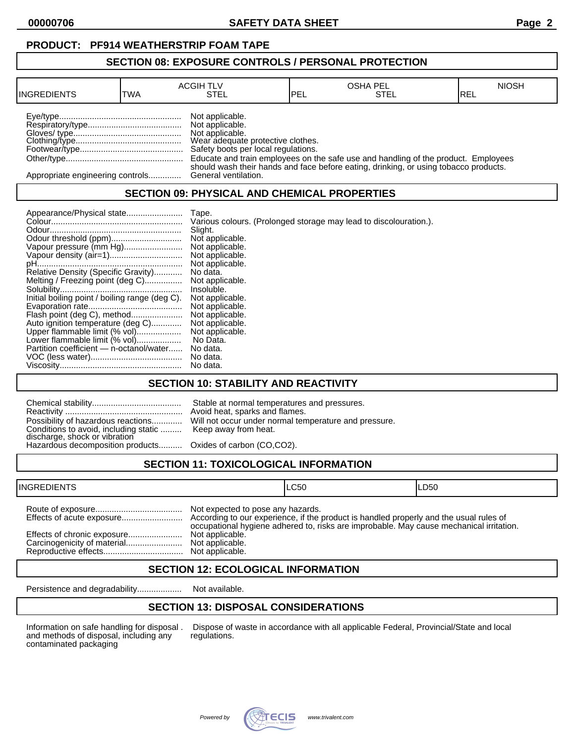**PRODUCT: PF914 WEATHERSTRIP FOAM TAPE**

## SECTION 08: EXPOSURE CONTROLS / PERSONAL PROTECTION

| INGREDIENTS | ACGIH TLV | | OSHA PEL | | NIOSH |
|---|---|---|---|---|---|
| | TWA | STEL | PEL | STEL | REL |

Eye/type.................................................... Not applicable.
Respiratory/type........................................ Not applicable.
Gloves/ type............................................... Not applicable.
Clothing/type.............................................. Wear adequate protective clothes.
Footwear/type............................................ Safety boots per local regulations.
Other/type.................................................. Educate and train employees on the safe use and handling of the product. Employees should wash their hands and face before eating, drinking, or using tobacco products.
Appropriate engineering controls.............. General ventilation.

## SECTION 09: PHYSICAL AND CHEMICAL PROPERTIES

Appearance/Physical state........................ Tape.
Colour........................................................ Various colours. (Prolonged storage may lead to discolouration.).
Odour......................................................... Slight.
Odour threshold (ppm).............................. Not applicable.
Vapour pressure (mm Hg)......................... Not applicable.
Vapour density (air=1).............................. Not applicable.
pH.............................................................. Not applicable.
Relative Density (Specific Gravity)............ No data.
Melting / Freezing point (deg C)................ Not applicable.
Solubility.................................................... Insoluble.
Initial boiling point / boiling range (deg C). Not applicable.
Evaporation rate........................................ Not applicable.
Flash point (deg C), method...................... Not applicable.
Auto ignition temperature (deg C)............. Not applicable.
Upper flammable limit (% vol)................... Not applicable.
Lower flammable limit (% vol)................... No Data.
Partition coefficient — n-octanol/water...... No data.
VOC (less water)....................................... No data.
Viscosity.................................................... No data.

## SECTION 10: STABILITY AND REACTIVITY

Chemical stability...................................... Stable at normal temperatures and pressures.
Reactivity .................................................. Avoid heat, sparks and flames.
Possibility of hazardous reactions............. Will not occur under normal temperature and pressure.
Conditions to avoid, including static discharge, shock or vibration ......... Keep away from heat.
Hazardous decomposition products.......... Oxides of carbon (CO,CO2).

## SECTION 11: TOXICOLOGICAL INFORMATION

| INGREDIENTS | LC50 | LD50 |
|---|---|---|

Route of exposure..................................... Not expected to pose any hazards.
Effects of acute exposure.......................... According to our experience, if the product is handled properly and the usual rules of occupational hygiene adhered to, risks are improbable. May cause mechanical irritation.
Effects of chronic exposure....................... Not applicable.
Carcinogenicity of material........................ Not applicable.
Reproductive effects.................................. Not applicable.

## SECTION 12: ECOLOGICAL INFORMATION

Persistence and degradability................... Not available.

## SECTION 13: DISPOSAL CONSIDERATIONS

Information on safe handling for disposal and methods of disposal, including any contaminated packaging . Dispose of waste in accordance with all applicable Federal, Provincial/State and local regulations.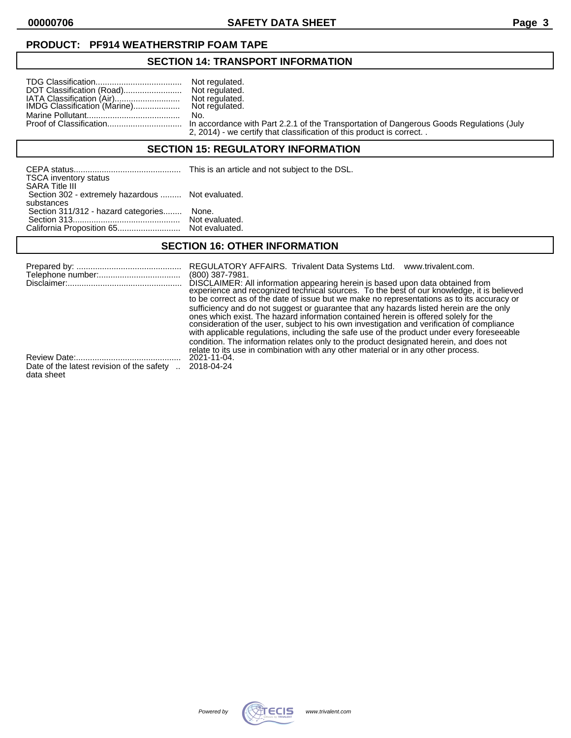**PRODUCT: PF914 WEATHERSTRIP FOAM TAPE**

## SECTION 14: TRANSPORT INFORMATION

| | |
|---|---|
| TDG Classification | Not regulated. |
| DOT Classification (Road) | Not regulated. |
| IATA Classification (Air) | Not regulated. |
| IMDG Classification (Marine) | Not regulated. |
| Marine Pollutant | No. |
| Proof of Classification | In accordance with Part 2.2.1 of the Transportation of Dangerous Goods Regulations (July 2, 2014) - we certify that classification of this product is correct. . |

## SECTION 15: REGULATORY INFORMATION

| | |
|---|---|
| CEPA status | This is an article and not subject to the DSL. |
| TSCA inventory status | |
| SARA Title III | |
| Section 302 - extremely hazardous substances | Not evaluated. |
| Section 311/312 - hazard categories | None. |
| Section 313 | Not evaluated. |
| California Proposition 65 | Not evaluated. |

## SECTION 16: OTHER INFORMATION

| | |
|---|---|
| Prepared by: | REGULATORY AFFAIRS. Trivalent Data Systems Ltd. www.trivalent.com. |
| Telephone number: | (800) 387-7981. |
| Disclaimer: | DISCLAIMER: All information appearing herein is based upon data obtained from experience and recognized technical sources. To the best of our knowledge, it is believed to be correct as of the date of issue but we make no representations as to its accuracy or sufficiency and do not suggest or guarantee that any hazards listed herein are the only ones which exist. The hazard information contained herein is offered solely for the consideration of the user, subject to his own investigation and verification of compliance with applicable regulations, including the safe use of the product under every foreseeable condition. The information relates only to the product designated herein, and does not relate to its use in combination with any other material or in any other process. |
| Review Date: | 2021-11-04. |
| Date of the latest revision of the safety data sheet | 2018-04-24 |